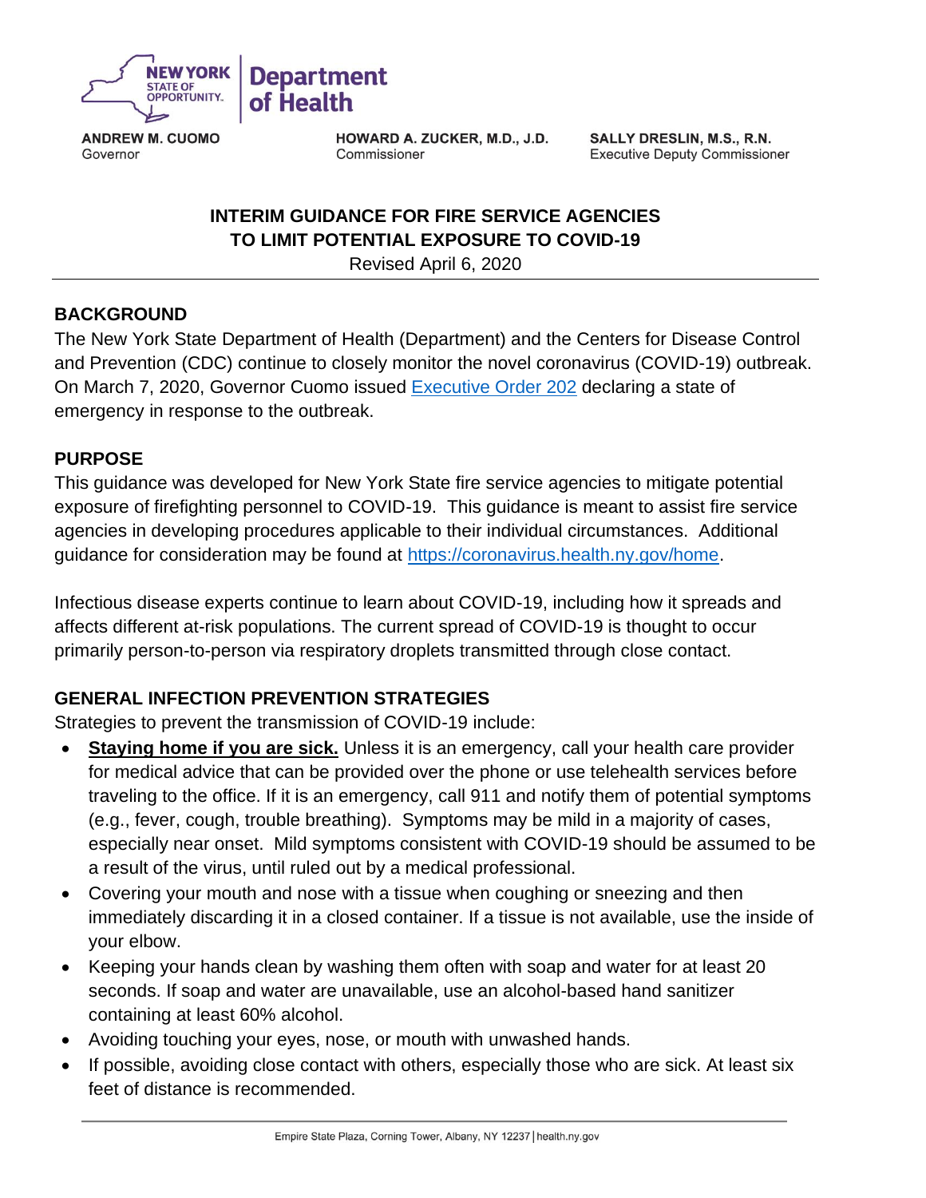NEW YORK STATE OF OPPORTUNITY. | Department of Health

**ANDREW M. CUOMO**
Governor

**HOWARD A. ZUCKER, M.D., J.D.**
Commissioner

**SALLY DRESLIN, M.S., R.N.**
Executive Deputy Commissioner

# INTERIM GUIDANCE FOR FIRE SERVICE AGENCIES TO LIMIT POTENTIAL EXPOSURE TO COVID-19

Revised April 6, 2020

## BACKGROUND

The New York State Department of Health (Department) and the Centers for Disease Control and Prevention (CDC) continue to closely monitor the novel coronavirus (COVID-19) outbreak. On March 7, 2020, Governor Cuomo issued [Executive Order 202](Executive Order 202) declaring a state of emergency in response to the outbreak.

## PURPOSE

This guidance was developed for New York State fire service agencies to mitigate potential exposure of firefighting personnel to COVID-19. This guidance is meant to assist fire service agencies in developing procedures applicable to their individual circumstances. Additional guidance for consideration may be found at [https://coronavirus.health.ny.gov/home](https://coronavirus.health.ny.gov/home).

Infectious disease experts continue to learn about COVID-19, including how it spreads and affects different at-risk populations. The current spread of COVID-19 is thought to occur primarily person-to-person via respiratory droplets transmitted through close contact.

## GENERAL INFECTION PREVENTION STRATEGIES

Strategies to prevent the transmission of COVID-19 include:

- **Staying home if you are sick.** Unless it is an emergency, call your health care provider for medical advice that can be provided over the phone or use telehealth services before traveling to the office. If it is an emergency, call 911 and notify them of potential symptoms (e.g., fever, cough, trouble breathing). Symptoms may be mild in a majority of cases, especially near onset. Mild symptoms consistent with COVID-19 should be assumed to be a result of the virus, until ruled out by a medical professional.
- Covering your mouth and nose with a tissue when coughing or sneezing and then immediately discarding it in a closed container. If a tissue is not available, use the inside of your elbow.
- Keeping your hands clean by washing them often with soap and water for at least 20 seconds. If soap and water are unavailable, use an alcohol-based hand sanitizer containing at least 60% alcohol.
- Avoiding touching your eyes, nose, or mouth with unwashed hands.
- If possible, avoiding close contact with others, especially those who are sick. At least six feet of distance is recommended.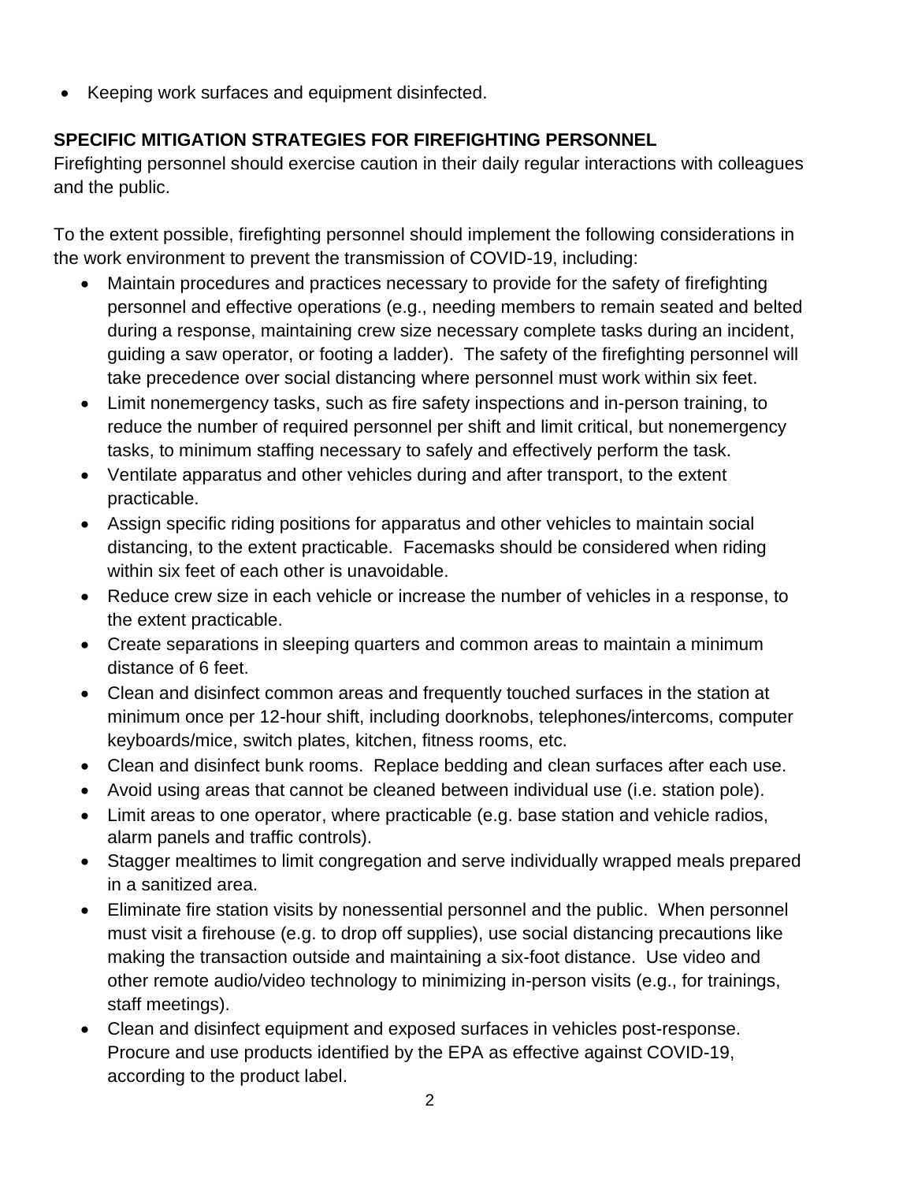- Keeping work surfaces and equipment disinfected.

**SPECIFIC MITIGATION STRATEGIES FOR FIREFIGHTING PERSONNEL**

Firefighting personnel should exercise caution in their daily regular interactions with colleagues and the public.

To the extent possible, firefighting personnel should implement the following considerations in the work environment to prevent the transmission of COVID-19, including:

- Maintain procedures and practices necessary to provide for the safety of firefighting personnel and effective operations (e.g., needing members to remain seated and belted during a response, maintaining crew size necessary complete tasks during an incident, guiding a saw operator, or footing a ladder). The safety of the firefighting personnel will take precedence over social distancing where personnel must work within six feet.
- Limit nonemergency tasks, such as fire safety inspections and in-person training, to reduce the number of required personnel per shift and limit critical, but nonemergency tasks, to minimum staffing necessary to safely and effectively perform the task.
- Ventilate apparatus and other vehicles during and after transport, to the extent practicable.
- Assign specific riding positions for apparatus and other vehicles to maintain social distancing, to the extent practicable. Facemasks should be considered when riding within six feet of each other is unavoidable.
- Reduce crew size in each vehicle or increase the number of vehicles in a response, to the extent practicable.
- Create separations in sleeping quarters and common areas to maintain a minimum distance of 6 feet.
- Clean and disinfect common areas and frequently touched surfaces in the station at minimum once per 12-hour shift, including doorknobs, telephones/intercoms, computer keyboards/mice, switch plates, kitchen, fitness rooms, etc.
- Clean and disinfect bunk rooms. Replace bedding and clean surfaces after each use.
- Avoid using areas that cannot be cleaned between individual use (i.e. station pole).
- Limit areas to one operator, where practicable (e.g. base station and vehicle radios, alarm panels and traffic controls).
- Stagger mealtimes to limit congregation and serve individually wrapped meals prepared in a sanitized area.
- Eliminate fire station visits by nonessential personnel and the public. When personnel must visit a firehouse (e.g. to drop off supplies), use social distancing precautions like making the transaction outside and maintaining a six-foot distance. Use video and other remote audio/video technology to minimizing in-person visits (e.g., for trainings, staff meetings).
- Clean and disinfect equipment and exposed surfaces in vehicles post-response. Procure and use products identified by the EPA as effective against COVID-19, according to the product label.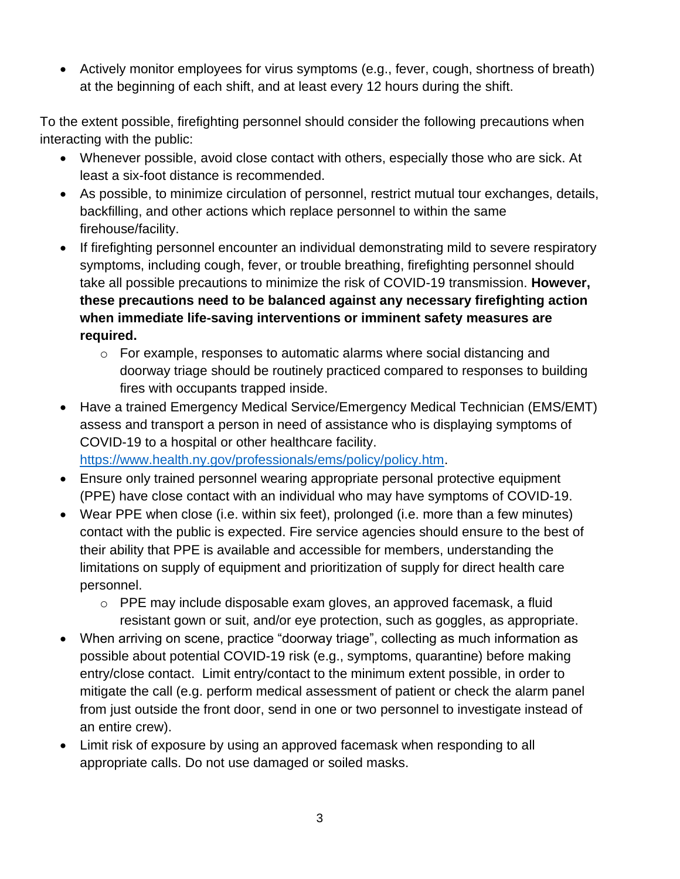- Actively monitor employees for virus symptoms (e.g., fever, cough, shortness of breath) at the beginning of each shift, and at least every 12 hours during the shift.

To the extent possible, firefighting personnel should consider the following precautions when interacting with the public:

- Whenever possible, avoid close contact with others, especially those who are sick. At least a six-foot distance is recommended.
- As possible, to minimize circulation of personnel, restrict mutual tour exchanges, details, backfilling, and other actions which replace personnel to within the same firehouse/facility.
- If firefighting personnel encounter an individual demonstrating mild to severe respiratory symptoms, including cough, fever, or trouble breathing, firefighting personnel should take all possible precautions to minimize the risk of COVID-19 transmission. **However, these precautions need to be balanced against any necessary firefighting action when immediate life-saving interventions or imminent safety measures are required.**
    - For example, responses to automatic alarms where social distancing and doorway triage should be routinely practiced compared to responses to building fires with occupants trapped inside.
- Have a trained Emergency Medical Service/Emergency Medical Technician (EMS/EMT) assess and transport a person in need of assistance who is displaying symptoms of COVID-19 to a hospital or other healthcare facility. [https://www.health.ny.gov/professionals/ems/policy/policy.htm](https://www.health.ny.gov/professionals/ems/policy/policy.htm).
- Ensure only trained personnel wearing appropriate personal protective equipment (PPE) have close contact with an individual who may have symptoms of COVID-19.
- Wear PPE when close (i.e. within six feet), prolonged (i.e. more than a few minutes) contact with the public is expected. Fire service agencies should ensure to the best of their ability that PPE is available and accessible for members, understanding the limitations on supply of equipment and prioritization of supply for direct health care personnel.
    - PPE may include disposable exam gloves, an approved facemask, a fluid resistant gown or suit, and/or eye protection, such as goggles, as appropriate.
- When arriving on scene, practice "doorway triage", collecting as much information as possible about potential COVID-19 risk (e.g., symptoms, quarantine) before making entry/close contact. Limit entry/contact to the minimum extent possible, in order to mitigate the call (e.g. perform medical assessment of patient or check the alarm panel from just outside the front door, send in one or two personnel to investigate instead of an entire crew).
- Limit risk of exposure by using an approved facemask when responding to all appropriate calls. Do not use damaged or soiled masks.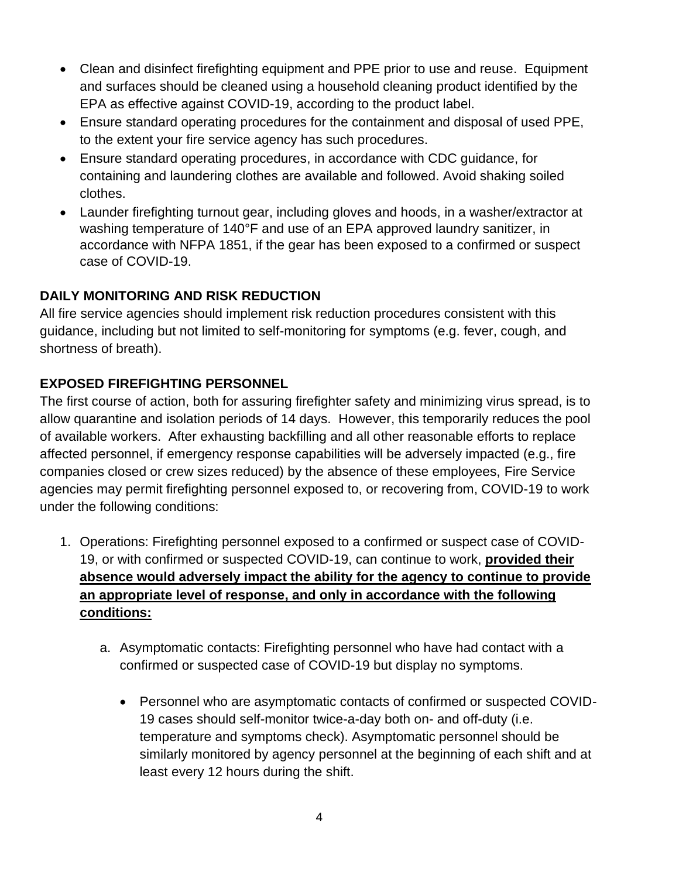- Clean and disinfect firefighting equipment and PPE prior to use and reuse. Equipment and surfaces should be cleaned using a household cleaning product identified by the EPA as effective against COVID-19, according to the product label.
- Ensure standard operating procedures for the containment and disposal of used PPE, to the extent your fire service agency has such procedures.
- Ensure standard operating procedures, in accordance with CDC guidance, for containing and laundering clothes are available and followed. Avoid shaking soiled clothes.
- Launder firefighting turnout gear, including gloves and hoods, in a washer/extractor at washing temperature of 140°F and use of an EPA approved laundry sanitizer, in accordance with NFPA 1851, if the gear has been exposed to a confirmed or suspect case of COVID-19.

**DAILY MONITORING AND RISK REDUCTION**

All fire service agencies should implement risk reduction procedures consistent with this guidance, including but not limited to self-monitoring for symptoms (e.g. fever, cough, and shortness of breath).

**EXPOSED FIREFIGHTING PERSONNEL**

The first course of action, both for assuring firefighter safety and minimizing virus spread, is to allow quarantine and isolation periods of 14 days. However, this temporarily reduces the pool of available workers. After exhausting backfilling and all other reasonable efforts to replace affected personnel, if emergency response capabilities will be adversely impacted (e.g., fire companies closed or crew sizes reduced) by the absence of these employees, Fire Service agencies may permit firefighting personnel exposed to, or recovering from, COVID-19 to work under the following conditions:

1. Operations: Firefighting personnel exposed to a confirmed or suspect case of COVID-19, or with confirmed or suspected COVID-19, can continue to work, **provided their absence would adversely impact the ability for the agency to continue to provide an appropriate level of response, and only in accordance with the following conditions:**

   a. Asymptomatic contacts: Firefighting personnel who have had contact with a confirmed or suspected case of COVID-19 but display no symptoms.

      - Personnel who are asymptomatic contacts of confirmed or suspected COVID-19 cases should self-monitor twice-a-day both on- and off-duty (i.e. temperature and symptoms check). Asymptomatic personnel should be similarly monitored by agency personnel at the beginning of each shift and at least every 12 hours during the shift.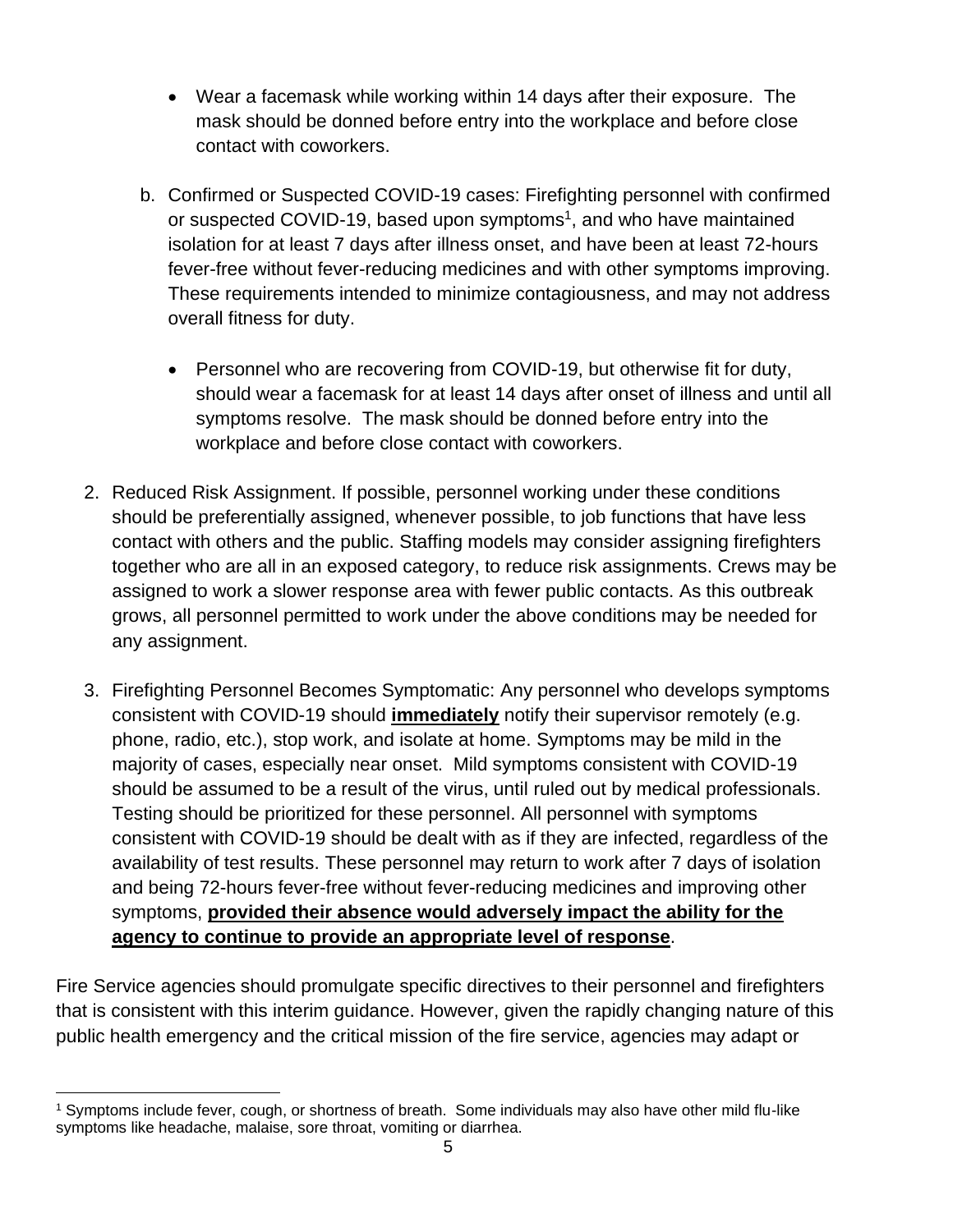- Wear a facemask while working within 14 days after their exposure. The mask should be donned before entry into the workplace and before close contact with coworkers.

b. Confirmed or Suspected COVID-19 cases: Firefighting personnel with confirmed or suspected COVID-19, based upon symptoms[1], and who have maintained isolation for at least 7 days after illness onset, and have been at least 72-hours fever-free without fever-reducing medicines and with other symptoms improving. These requirements intended to minimize contagiousness, and may not address overall fitness for duty.

   - Personnel who are recovering from COVID-19, but otherwise fit for duty, should wear a facemask for at least 14 days after onset of illness and until all symptoms resolve. The mask should be donned before entry into the workplace and before close contact with coworkers.

2. Reduced Risk Assignment. If possible, personnel working under these conditions should be preferentially assigned, whenever possible, to job functions that have less contact with others and the public. Staffing models may consider assigning firefighters together who are all in an exposed category, to reduce risk assignments. Crews may be assigned to work a slower response area with fewer public contacts. As this outbreak grows, all personnel permitted to work under the above conditions may be needed for any assignment.

3. Firefighting Personnel Becomes Symptomatic: Any personnel who develops symptoms consistent with COVID-19 should **immediately** notify their supervisor remotely (e.g. phone, radio, etc.), stop work, and isolate at home. Symptoms may be mild in the majority of cases, especially near onset. Mild symptoms consistent with COVID-19 should be assumed to be a result of the virus, until ruled out by medical professionals. Testing should be prioritized for these personnel. All personnel with symptoms consistent with COVID-19 should be dealt with as if they are infected, regardless of the availability of test results. These personnel may return to work after 7 days of isolation and being 72-hours fever-free without fever-reducing medicines and improving other symptoms, **provided their absence would adversely impact the ability for the agency to continue to provide an appropriate level of response**.

Fire Service agencies should promulgate specific directives to their personnel and firefighters that is consistent with this interim guidance. However, given the rapidly changing nature of this public health emergency and the critical mission of the fire service, agencies may adapt or

[1] Symptoms include fever, cough, or shortness of breath. Some individuals may also have other mild flu-like symptoms like headache, malaise, sore throat, vomiting or diarrhea.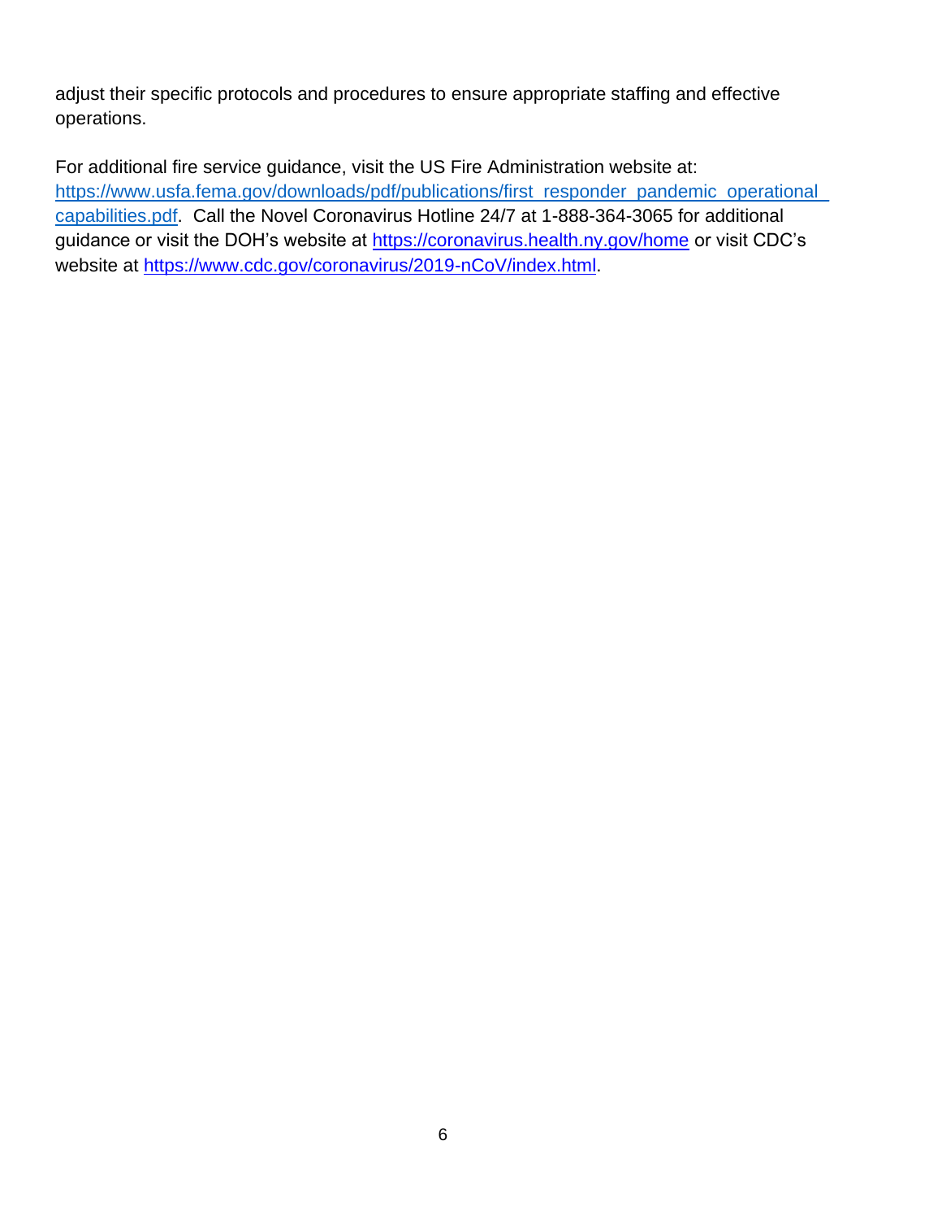adjust their specific protocols and procedures to ensure appropriate staffing and effective operations.

For additional fire service guidance, visit the US Fire Administration website at: https://www.usfa.fema.gov/downloads/pdf/publications/first_responder_pandemic_operational_capabilities.pdf. Call the Novel Coronavirus Hotline 24/7 at 1-888-364-3065 for additional guidance or visit the DOH's website at https://coronavirus.health.ny.gov/home or visit CDC's website at https://www.cdc.gov/coronavirus/2019-nCoV/index.html.